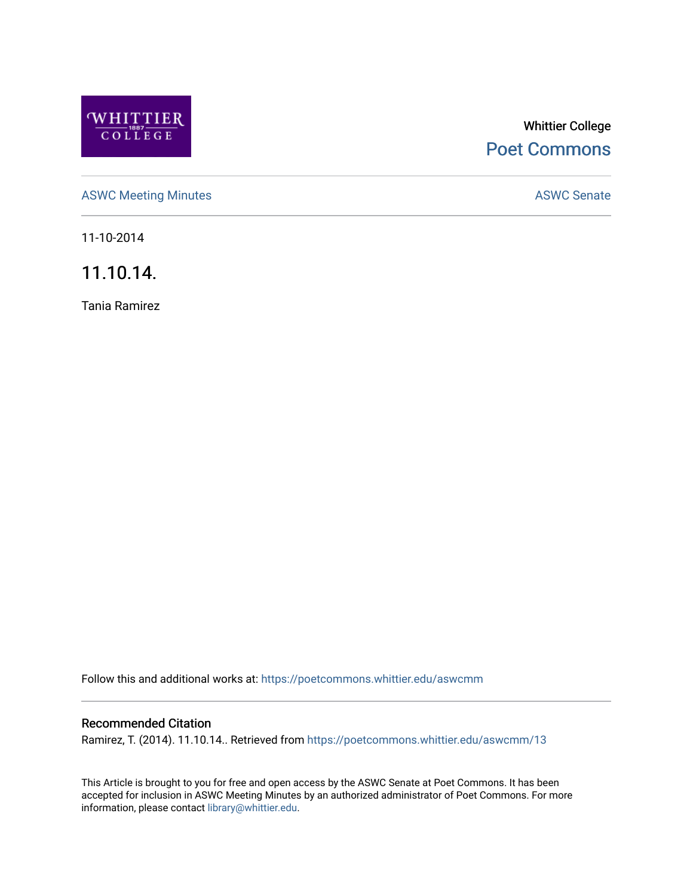Whittier College

Poet Commons

ASWC Meeting Minutes

ASWC Senate

11-10-2014

# 11.10.14.

Tania Ramirez

Follow this and additional works at: https://poetcommons.whittier.edu/aswcmm

## Recommended Citation

Ramirez, T. (2014). 11.10.14.. Retrieved from https://poetcommons.whittier.edu/aswcmm/13

This Article is brought to you for free and open access by the ASWC Senate at Poet Commons. It has been accepted for inclusion in ASWC Meeting Minutes by an authorized administrator of Poet Commons. For more information, please contact library@whittier.edu.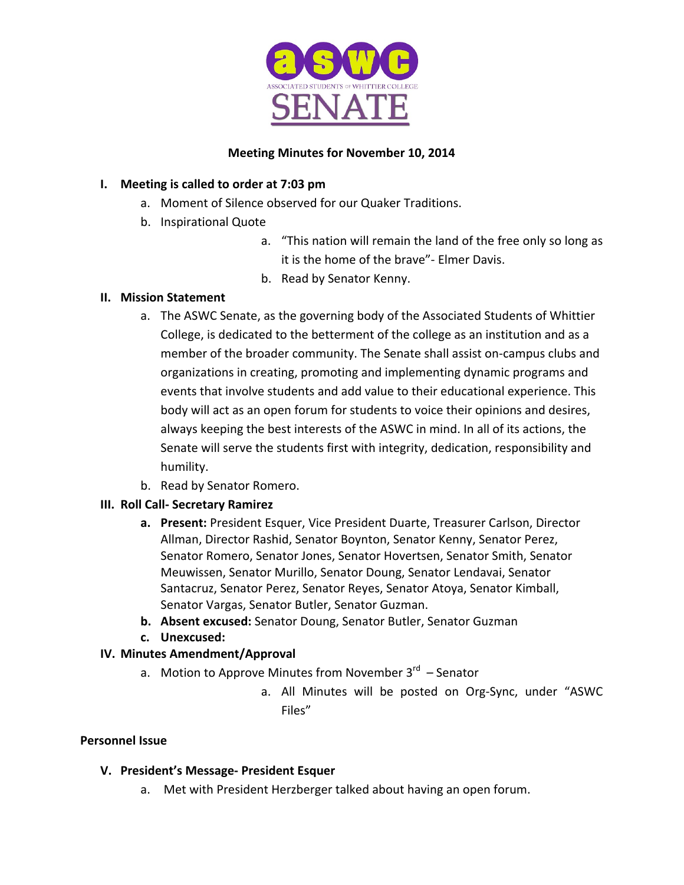ASSOCIATED STUDENTS OF WHITTIER COLLEGE SENATE

**Meeting Minutes for November 10, 2014**

**I. Meeting is called to order at 7:03 pm**

a. Moment of Silence observed for our Quaker Traditions.

b. Inspirational Quote

   a. "This nation will remain the land of the free only so long as it is the home of the brave"- Elmer Davis.

   b. Read by Senator Kenny.

**II. Mission Statement**

a. The ASWC Senate, as the governing body of the Associated Students of Whittier College, is dedicated to the betterment of the college as an institution and as a member of the broader community. The Senate shall assist on-campus clubs and organizations in creating, promoting and implementing dynamic programs and events that involve students and add value to their educational experience. This body will act as an open forum for students to voice their opinions and desires, always keeping the best interests of the ASWC in mind. In all of its actions, the Senate will serve the students first with integrity, dedication, responsibility and humility.

b. Read by Senator Romero.

**III. Roll Call- Secretary Ramirez**

**a. Present:** President Esquer, Vice President Duarte, Treasurer Carlson, Director Allman, Director Rashid, Senator Boynton, Senator Kenny, Senator Perez, Senator Romero, Senator Jones, Senator Hovertsen, Senator Smith, Senator Meuwissen, Senator Murillo, Senator Doung, Senator Lendavai, Senator Santacruz, Senator Perez, Senator Reyes, Senator Atoya, Senator Kimball, Senator Vargas, Senator Butler, Senator Guzman.

**b. Absent excused:** Senator Doung, Senator Butler, Senator Guzman

**c. Unexcused:**

**IV. Minutes Amendment/Approval**

a. Motion to Approve Minutes from November 3rd – Senator

   a. All Minutes will be posted on Org-Sync, under "ASWC Files"

**Personnel Issue**

**V. President's Message- President Esquer**

a. Met with President Herzberger talked about having an open forum.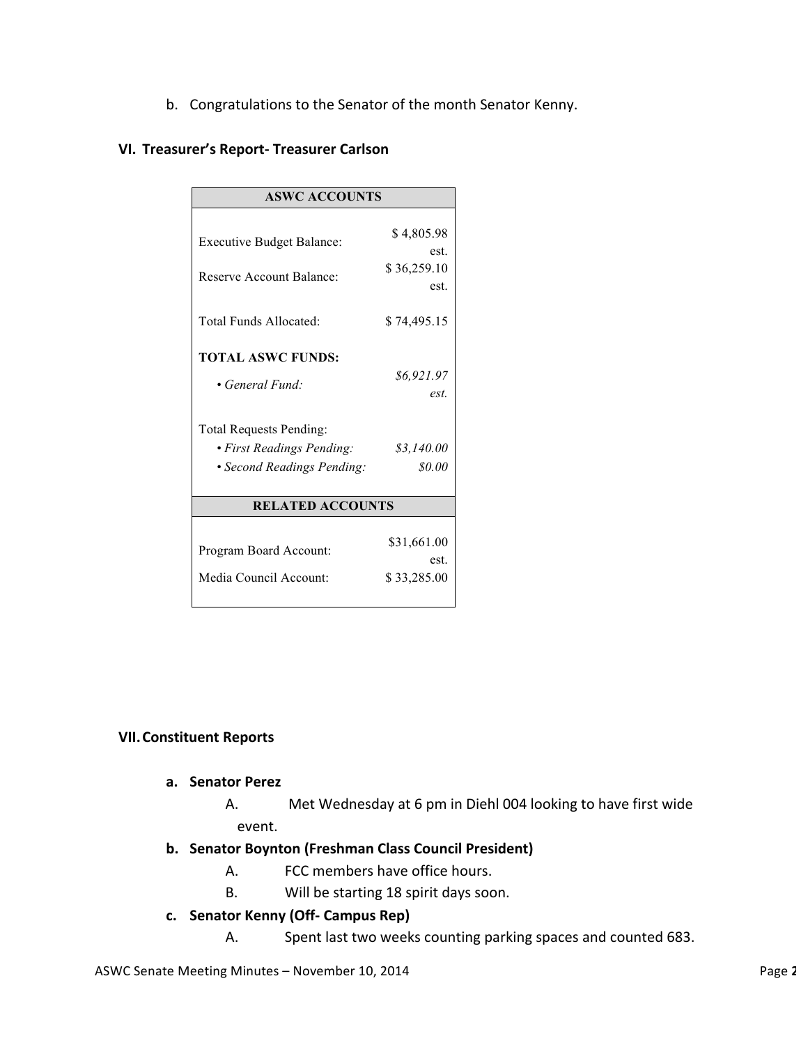b. Congratulations to the Senator of the month Senator Kenny.

### VI. Treasurer's Report- Treasurer Carlson

| ASWC ACCOUNTS | |
|---|---|
| Executive Budget Balance: | $ 4,805.98 est. |
| Reserve Account Balance: | $ 36,259.10 est. |
| Total Funds Allocated: | $ 74,495.15 |
| **TOTAL ASWC FUNDS:** | |
| • *General Fund:* | *$6,921.97 est.* |
| Total Requests Pending: | |
| • *First Readings Pending:* | *$3,140.00* |
| • *Second Readings Pending:* | *$0.00* |
| **RELATED ACCOUNTS** | |
| Program Board Account: | $31,661.00 est. |
| Media Council Account: | $ 33,285.00 |

### VII. Constituent Reports

**a. Senator Perez**

A. Met Wednesday at 6 pm in Diehl 004 looking to have first wide event.

**b. Senator Boynton (Freshman Class Council President)**

A. FCC members have office hours.

B. Will be starting 18 spirit days soon.

**c. Senator Kenny (Off- Campus Rep)**

A. Spent last two weeks counting parking spaces and counted 683.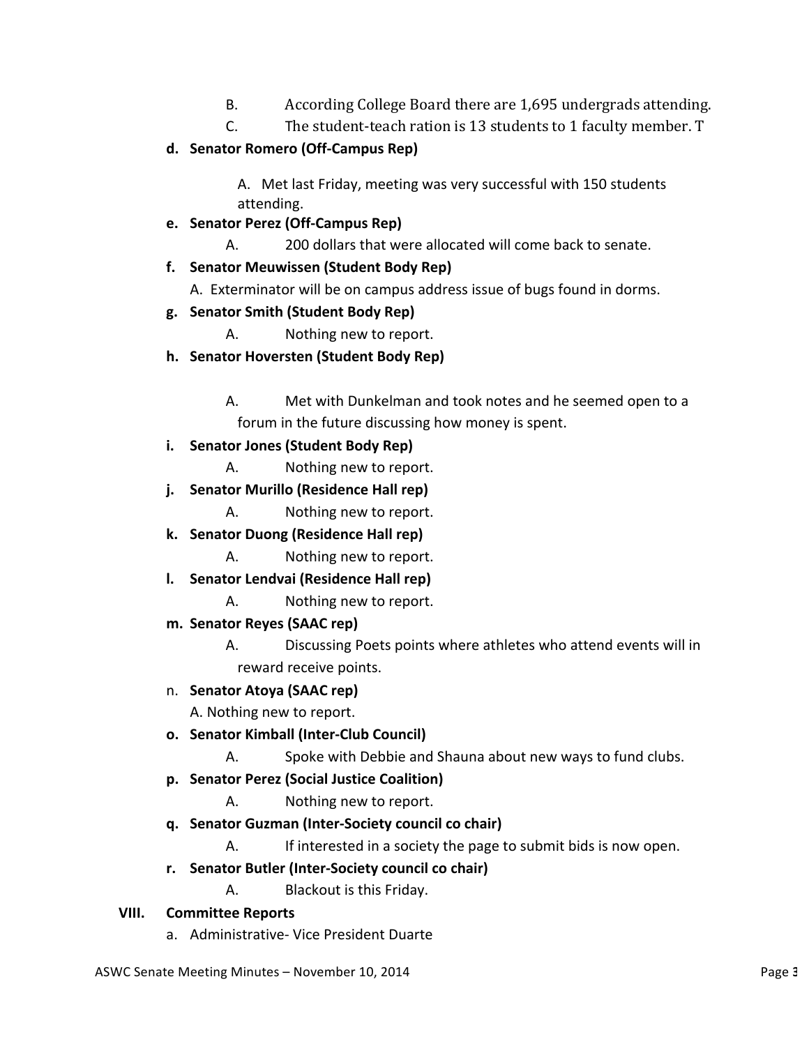B. According College Board there are 1,695 undergrads attending.

C. The student-teach ration is 13 students to 1 faculty member. T

**d. Senator Romero (Off-Campus Rep)**

A. Met last Friday, meeting was very successful with 150 students attending.

**e. Senator Perez (Off-Campus Rep)**

A. 200 dollars that were allocated will come back to senate.

**f. Senator Meuwissen (Student Body Rep)**

A. Exterminator will be on campus address issue of bugs found in dorms.

**g. Senator Smith (Student Body Rep)**

A. Nothing new to report.

**h. Senator Hoversten (Student Body Rep)**

A. Met with Dunkelman and took notes and he seemed open to a forum in the future discussing how money is spent.

**i. Senator Jones (Student Body Rep)**

A. Nothing new to report.

**j. Senator Murillo (Residence Hall rep)**

A. Nothing new to report.

**k. Senator Duong (Residence Hall rep)**

A. Nothing new to report.

**l. Senator Lendvai (Residence Hall rep)**

A. Nothing new to report.

**m. Senator Reyes (SAAC rep)**

A. Discussing Poets points where athletes who attend events will in reward receive points.

n. **Senator Atoya (SAAC rep)**

A. Nothing new to report.

**o. Senator Kimball (Inter-Club Council)**

A. Spoke with Debbie and Shauna about new ways to fund clubs.

**p. Senator Perez (Social Justice Coalition)**

A. Nothing new to report.

**q. Senator Guzman (Inter-Society council co chair)**

A. If interested in a society the page to submit bids is now open.

**r. Senator Butler (Inter-Society council co chair)**

A. Blackout is this Friday.

## VIII. Committee Reports

a. Administrative- Vice President Duarte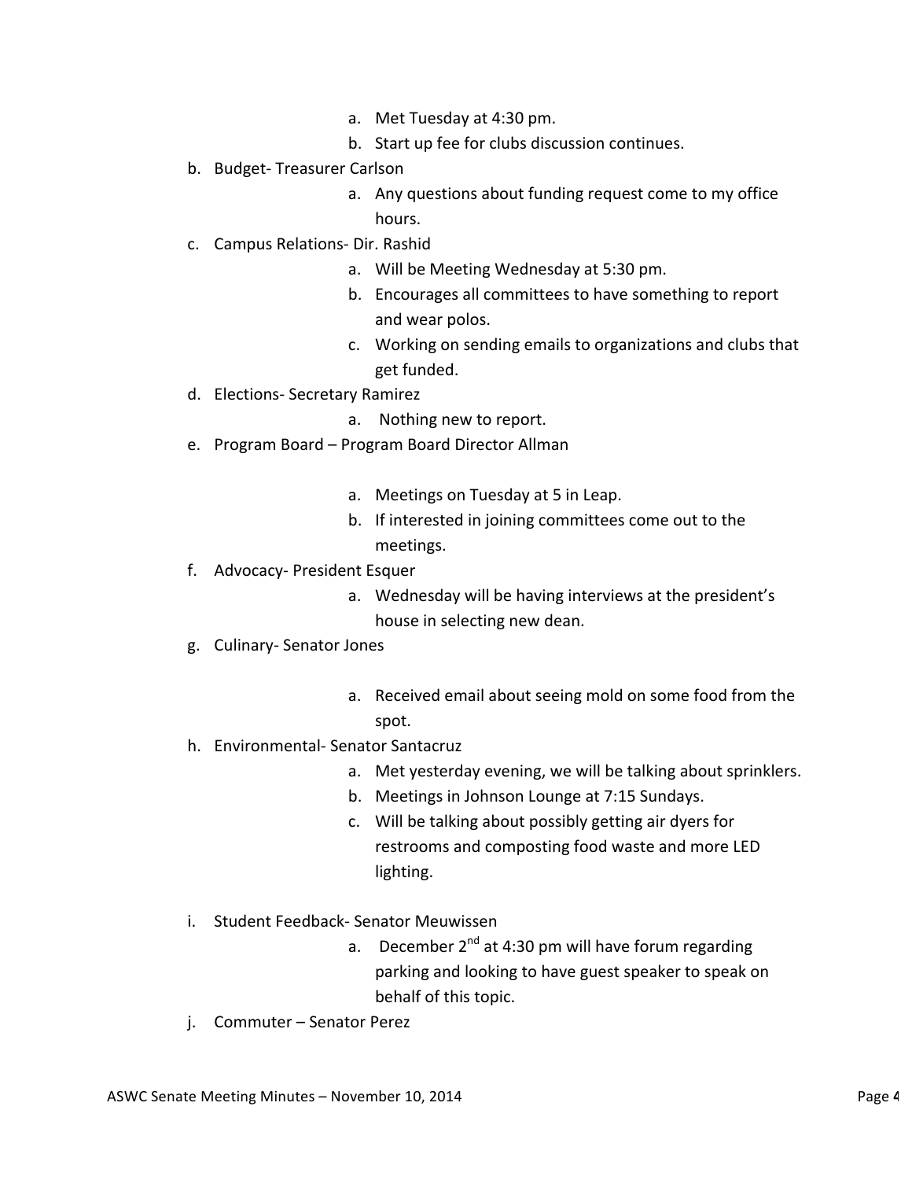a. Met Tuesday at 4:30 pm.
   b. Start up fee for clubs discussion continues.

b. Budget- Treasurer Carlson
   a. Any questions about funding request come to my office hours.

c. Campus Relations- Dir. Rashid
   a. Will be Meeting Wednesday at 5:30 pm.
   b. Encourages all committees to have something to report and wear polos.
   c. Working on sending emails to organizations and clubs that get funded.

d. Elections- Secretary Ramirez
   a. Nothing new to report.

e. Program Board – Program Board Director Allman
   a. Meetings on Tuesday at 5 in Leap.
   b. If interested in joining committees come out to the meetings.

f. Advocacy- President Esquer
   a. Wednesday will be having interviews at the president's house in selecting new dean.

g. Culinary- Senator Jones
   a. Received email about seeing mold on some food from the spot.

h. Environmental- Senator Santacruz
   a. Met yesterday evening, we will be talking about sprinklers.
   b. Meetings in Johnson Lounge at 7:15 Sundays.
   c. Will be talking about possibly getting air dyers for restrooms and composting food waste and more LED lighting.

i. Student Feedback- Senator Meuwissen
   a. December 2nd at 4:30 pm will have forum regarding parking and looking to have guest speaker to speak on behalf of this topic.

j. Commuter – Senator Perez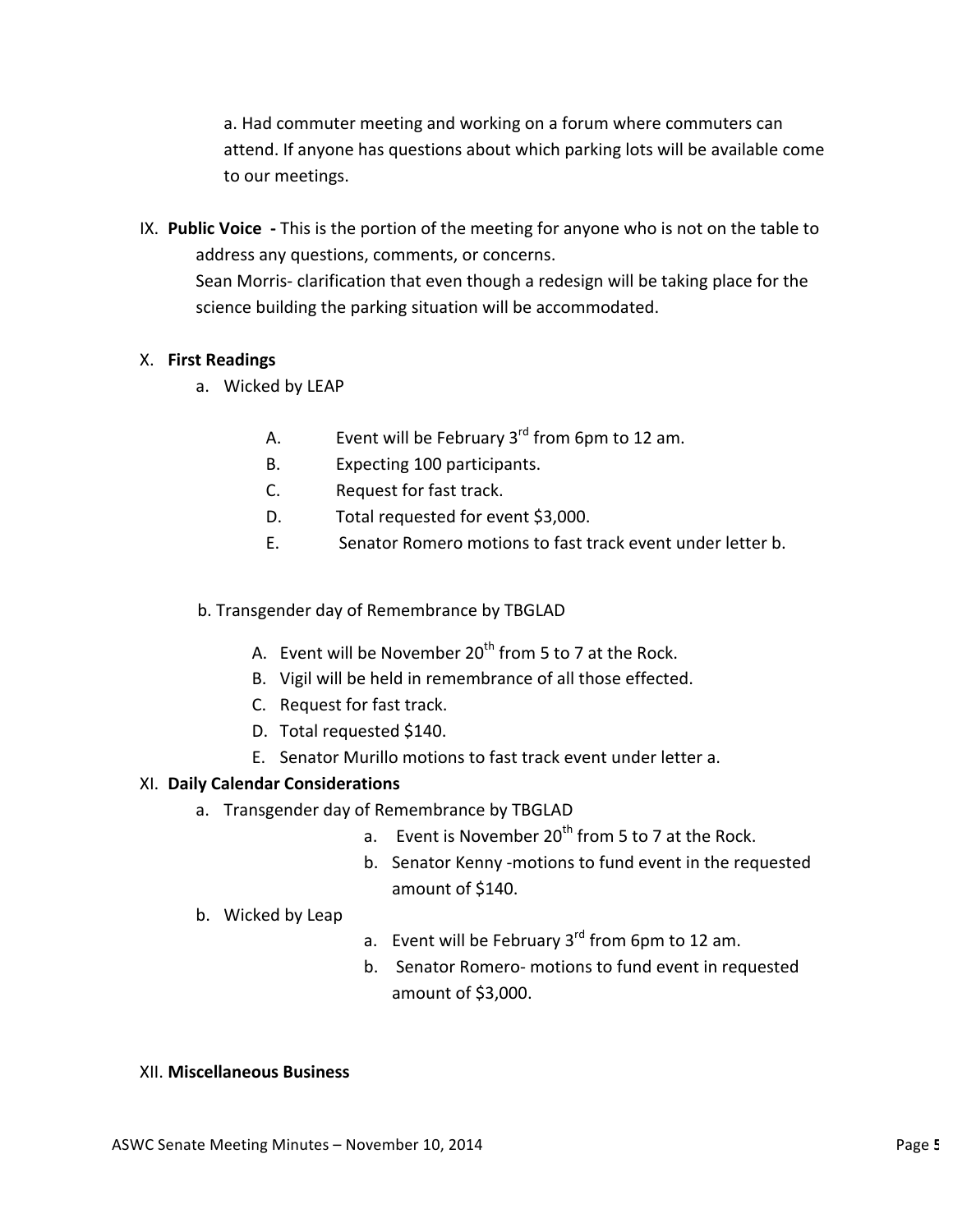a. Had commuter meeting and working on a forum where commuters can attend. If anyone has questions about which parking lots will be available come to our meetings.

IX. **Public Voice -** This is the portion of the meeting for anyone who is not on the table to address any questions, comments, or concerns.
Sean Morris- clarification that even though a redesign will be taking place for the science building the parking situation will be accommodated.

X. **First Readings**

a. Wicked by LEAP

A. Event will be February 3rd from 6pm to 12 am.
B. Expecting 100 participants.
C. Request for fast track.
D. Total requested for event $3,000.
E. Senator Romero motions to fast track event under letter b.

b. Transgender day of Remembrance by TBGLAD

A. Event will be November 20th from 5 to 7 at the Rock.
B. Vigil will be held in remembrance of all those effected.
C. Request for fast track.
D. Total requested $140.
E. Senator Murillo motions to fast track event under letter a.

XI. **Daily Calendar Considerations**

a. Transgender day of Remembrance by TBGLAD

a. Event is November 20th from 5 to 7 at the Rock.
b. Senator Kenny -motions to fund event in the requested amount of $140.

b. Wicked by Leap

a. Event will be February 3rd from 6pm to 12 am.
b. Senator Romero- motions to fund event in requested amount of $3,000.

XII. **Miscellaneous Business**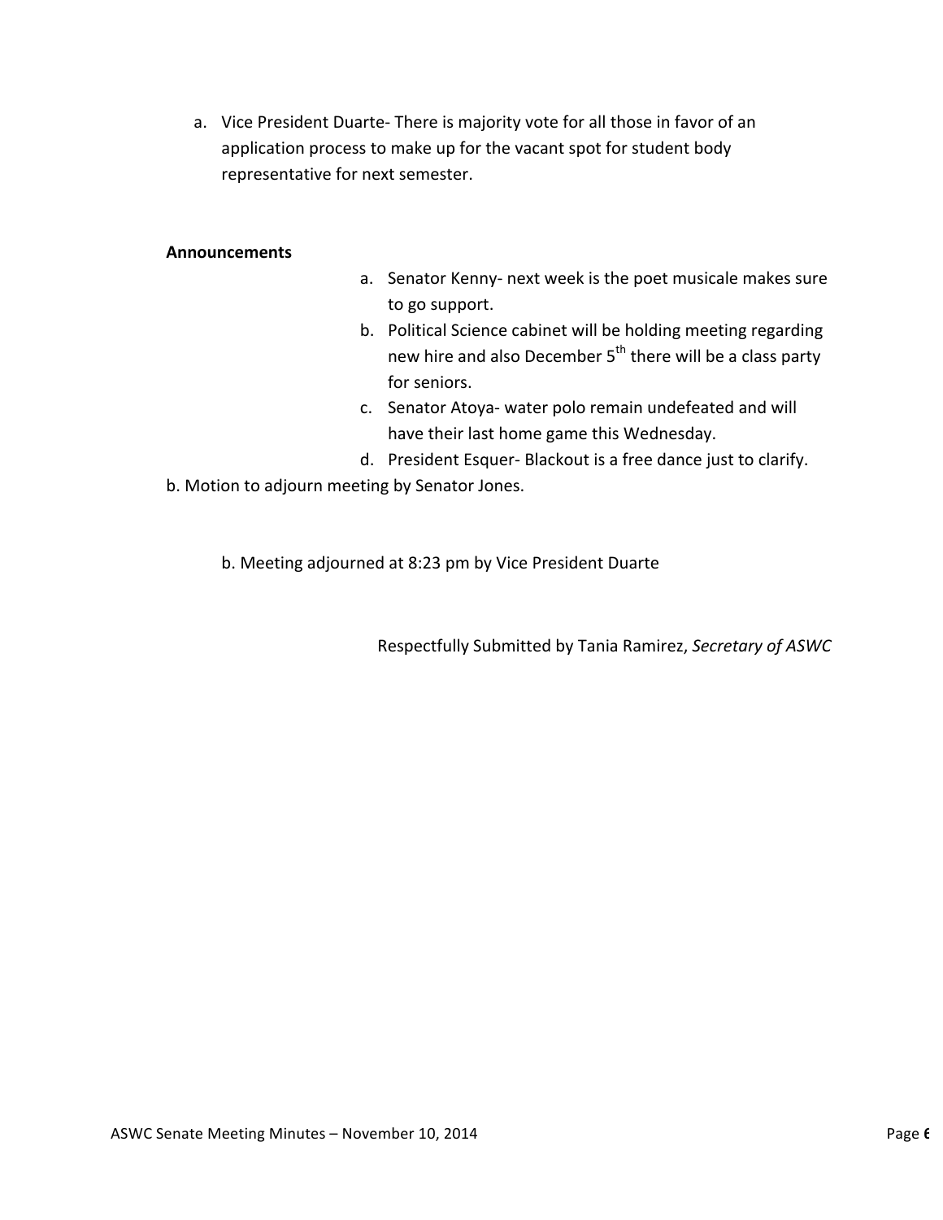a. Vice President Duarte- There is majority vote for all those in favor of an application process to make up for the vacant spot for student body representative for next semester.

**Announcements**

a. Senator Kenny- next week is the poet musicale makes sure to go support.
b. Political Science cabinet will be holding meeting regarding new hire and also December 5th there will be a class party for seniors.
c. Senator Atoya- water polo remain undefeated and will have their last home game this Wednesday.
d. President Esquer- Blackout is a free dance just to clarify.

b. Motion to adjourn meeting by Senator Jones.

b. Meeting adjourned at 8:23 pm by Vice President Duarte

Respectfully Submitted by Tania Ramirez, *Secretary of ASWC*